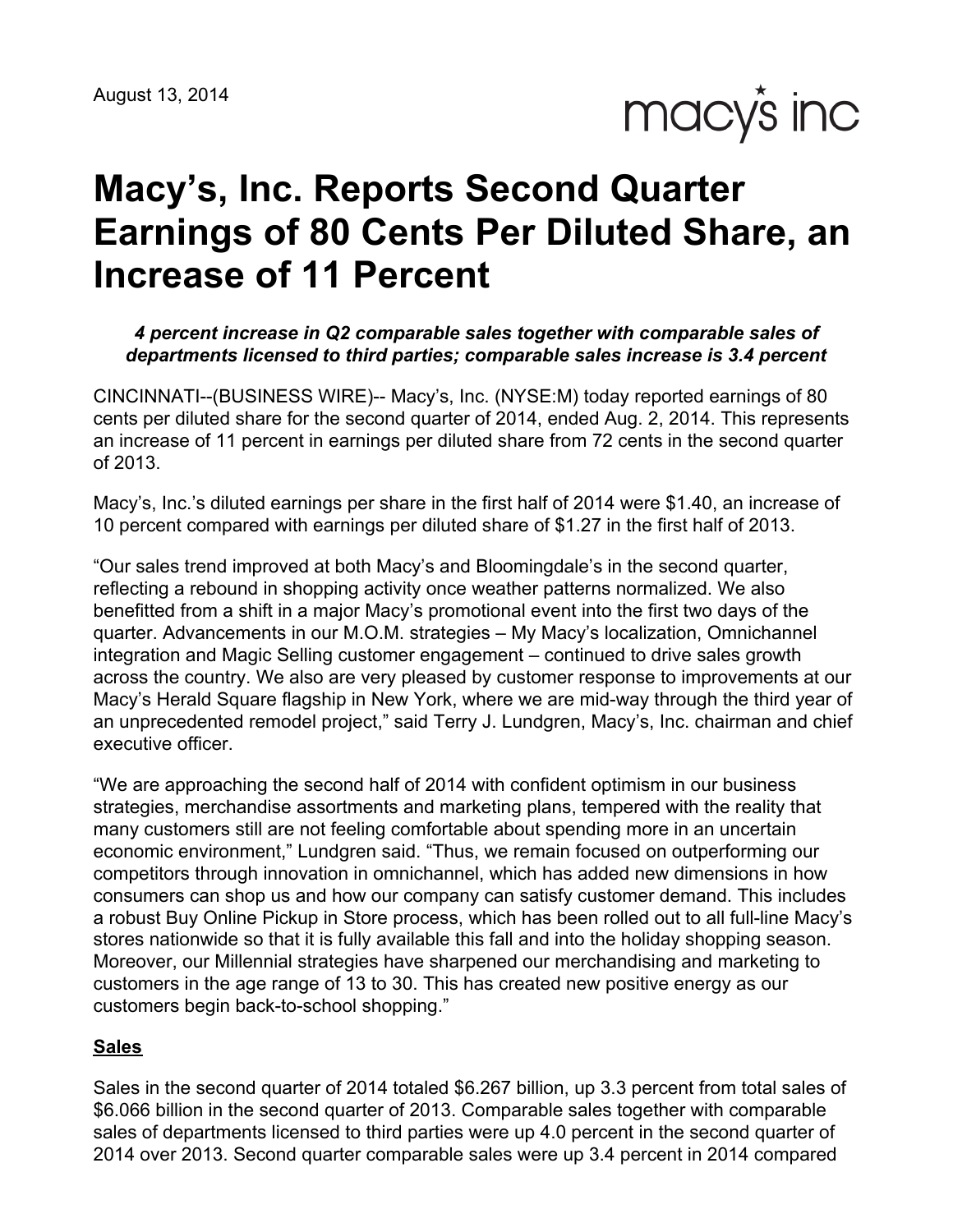August 13, 2014

macy's inc

# Macy's, Inc. Reports Second Quarter Earnings of 80 Cents Per Diluted Share, an Increase of 11 Percent

***4 percent increase in Q2 comparable sales together with comparable sales of departments licensed to third parties; comparable sales increase is 3.4 percent***

CINCINNATI--(BUSINESS WIRE)-- Macy's, Inc. (NYSE:M) today reported earnings of 80 cents per diluted share for the second quarter of 2014, ended Aug. 2, 2014. This represents an increase of 11 percent in earnings per diluted share from 72 cents in the second quarter of 2013.

Macy's, Inc.'s diluted earnings per share in the first half of 2014 were $1.40, an increase of 10 percent compared with earnings per diluted share of $1.27 in the first half of 2013.

"Our sales trend improved at both Macy's and Bloomingdale's in the second quarter, reflecting a rebound in shopping activity once weather patterns normalized. We also benefitted from a shift in a major Macy's promotional event into the first two days of the quarter. Advancements in our M.O.M. strategies – My Macy's localization, Omnichannel integration and Magic Selling customer engagement – continued to drive sales growth across the country. We also are very pleased by customer response to improvements at our Macy's Herald Square flagship in New York, where we are mid-way through the third year of an unprecedented remodel project," said Terry J. Lundgren, Macy's, Inc. chairman and chief executive officer.

"We are approaching the second half of 2014 with confident optimism in our business strategies, merchandise assortments and marketing plans, tempered with the reality that many customers still are not feeling comfortable about spending more in an uncertain economic environment," Lundgren said. "Thus, we remain focused on outperforming our competitors through innovation in omnichannel, which has added new dimensions in how consumers can shop us and how our company can satisfy customer demand. This includes a robust Buy Online Pickup in Store process, which has been rolled out to all full-line Macy's stores nationwide so that it is fully available this fall and into the holiday shopping season. Moreover, our Millennial strategies have sharpened our merchandising and marketing to customers in the age range of 13 to 30. This has created new positive energy as our customers begin back-to-school shopping."

## Sales

Sales in the second quarter of 2014 totaled $6.267 billion, up 3.3 percent from total sales of $6.066 billion in the second quarter of 2013. Comparable sales together with comparable sales of departments licensed to third parties were up 4.0 percent in the second quarter of 2014 over 2013. Second quarter comparable sales were up 3.4 percent in 2014 compared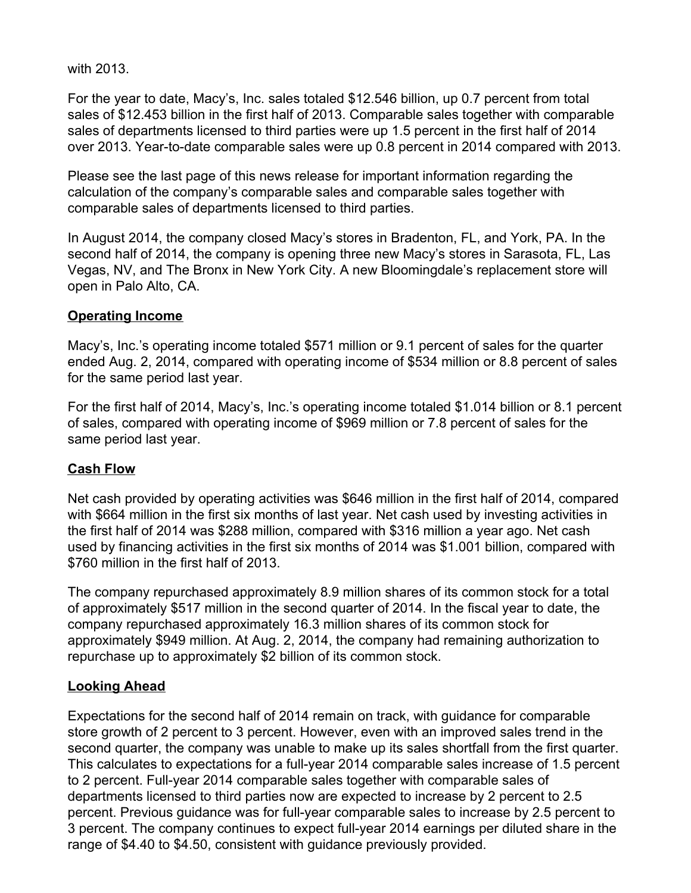with 2013.

For the year to date, Macy's, Inc. sales totaled $12.546 billion, up 0.7 percent from total sales of $12.453 billion in the first half of 2013. Comparable sales together with comparable sales of departments licensed to third parties were up 1.5 percent in the first half of 2014 over 2013. Year-to-date comparable sales were up 0.8 percent in 2014 compared with 2013.

Please see the last page of this news release for important information regarding the calculation of the company's comparable sales and comparable sales together with comparable sales of departments licensed to third parties.

In August 2014, the company closed Macy's stores in Bradenton, FL, and York, PA. In the second half of 2014, the company is opening three new Macy's stores in Sarasota, FL, Las Vegas, NV, and The Bronx in New York City. A new Bloomingdale's replacement store will open in Palo Alto, CA.

## Operating Income

Macy's, Inc.'s operating income totaled $571 million or 9.1 percent of sales for the quarter ended Aug. 2, 2014, compared with operating income of $534 million or 8.8 percent of sales for the same period last year.

For the first half of 2014, Macy's, Inc.'s operating income totaled $1.014 billion or 8.1 percent of sales, compared with operating income of $969 million or 7.8 percent of sales for the same period last year.

## Cash Flow

Net cash provided by operating activities was $646 million in the first half of 2014, compared with $664 million in the first six months of last year. Net cash used by investing activities in the first half of 2014 was $288 million, compared with $316 million a year ago. Net cash used by financing activities in the first six months of 2014 was $1.001 billion, compared with $760 million in the first half of 2013.

The company repurchased approximately 8.9 million shares of its common stock for a total of approximately $517 million in the second quarter of 2014. In the fiscal year to date, the company repurchased approximately 16.3 million shares of its common stock for approximately $949 million. At Aug. 2, 2014, the company had remaining authorization to repurchase up to approximately $2 billion of its common stock.

## Looking Ahead

Expectations for the second half of 2014 remain on track, with guidance for comparable store growth of 2 percent to 3 percent. However, even with an improved sales trend in the second quarter, the company was unable to make up its sales shortfall from the first quarter. This calculates to expectations for a full-year 2014 comparable sales increase of 1.5 percent to 2 percent. Full-year 2014 comparable sales together with comparable sales of departments licensed to third parties now are expected to increase by 2 percent to 2.5 percent. Previous guidance was for full-year comparable sales to increase by 2.5 percent to 3 percent. The company continues to expect full-year 2014 earnings per diluted share in the range of $4.40 to $4.50, consistent with guidance previously provided.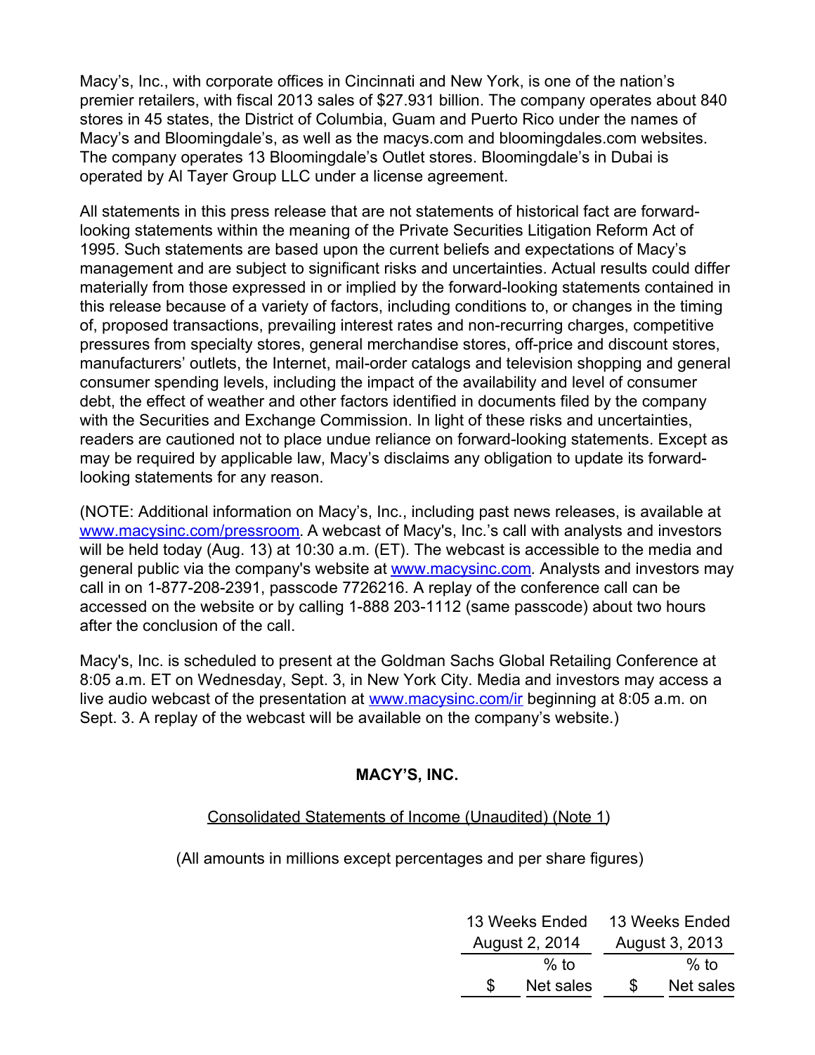Macy's, Inc., with corporate offices in Cincinnati and New York, is one of the nation's premier retailers, with fiscal 2013 sales of $27.931 billion. The company operates about 840 stores in 45 states, the District of Columbia, Guam and Puerto Rico under the names of Macy's and Bloomingdale's, as well as the macys.com and bloomingdales.com websites. The company operates 13 Bloomingdale's Outlet stores. Bloomingdale's in Dubai is operated by Al Tayer Group LLC under a license agreement.

All statements in this press release that are not statements of historical fact are forward-looking statements within the meaning of the Private Securities Litigation Reform Act of 1995. Such statements are based upon the current beliefs and expectations of Macy's management and are subject to significant risks and uncertainties. Actual results could differ materially from those expressed in or implied by the forward-looking statements contained in this release because of a variety of factors, including conditions to, or changes in the timing of, proposed transactions, prevailing interest rates and non-recurring charges, competitive pressures from specialty stores, general merchandise stores, off-price and discount stores, manufacturers' outlets, the Internet, mail-order catalogs and television shopping and general consumer spending levels, including the impact of the availability and level of consumer debt, the effect of weather and other factors identified in documents filed by the company with the Securities and Exchange Commission. In light of these risks and uncertainties, readers are cautioned not to place undue reliance on forward-looking statements. Except as may be required by applicable law, Macy's disclaims any obligation to update its forward-looking statements for any reason.

(NOTE: Additional information on Macy's, Inc., including past news releases, is available at www.macysinc.com/pressroom. A webcast of Macy's, Inc.'s call with analysts and investors will be held today (Aug. 13) at 10:30 a.m. (ET). The webcast is accessible to the media and general public via the company's website at www.macysinc.com. Analysts and investors may call in on 1-877-208-2391, passcode 7726216. A replay of the conference call can be accessed on the website or by calling 1-888 203-1112 (same passcode) about two hours after the conclusion of the call.

Macy's, Inc. is scheduled to present at the Goldman Sachs Global Retailing Conference at 8:05 a.m. ET on Wednesday, Sept. 3, in New York City. Media and investors may access a live audio webcast of the presentation at www.macysinc.com/ir beginning at 8:05 a.m. on Sept. 3. A replay of the webcast will be available on the company's website.)

**MACY'S, INC.**

Consolidated Statements of Income (Unaudited) (Note 1)

(All amounts in millions except percentages and per share figures)

| | 13 Weeks Ended August 2, 2014 | | 13 Weeks Ended August 3, 2013 | |
|---|---|---|---|---|
| | $ | % to Net sales | $ | % to Net sales |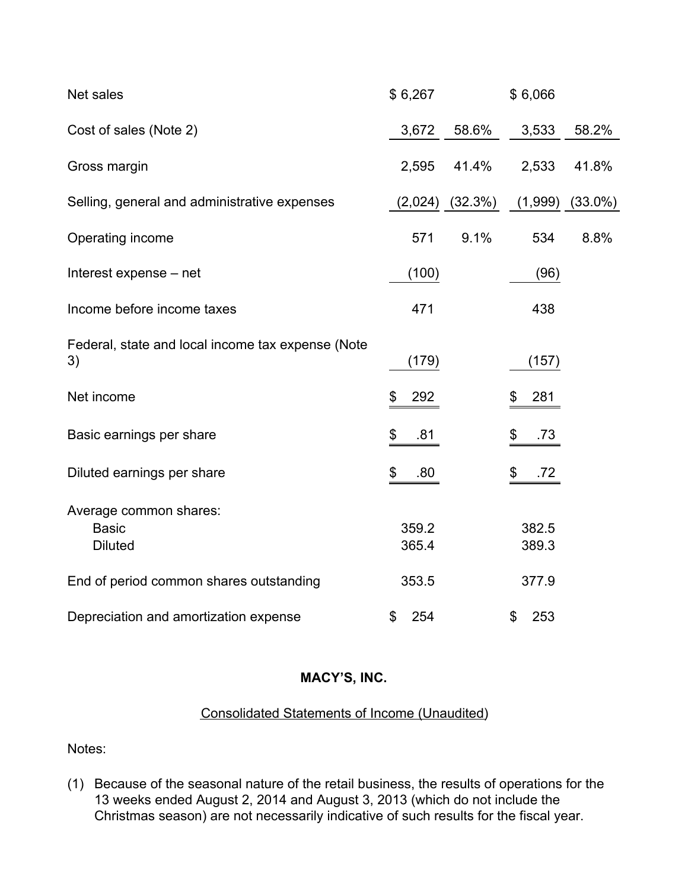| | | | | |
|---|---|---|---|---|
| Net sales | $ 6,267 | | $ 6,066 | |
| Cost of sales (Note 2) | 3,672 | 58.6% | 3,533 | 58.2% |
| Gross margin | 2,595 | 41.4% | 2,533 | 41.8% |
| Selling, general and administrative expenses | (2,024) | (32.3%) | (1,999) | (33.0%) |
| Operating income | 571 | 9.1% | 534 | 8.8% |
| Interest expense – net | (100) | | (96) | |
| Income before income taxes | 471 | | 438 | |
| Federal, state and local income tax expense (Note 3) | (179) | | (157) | |
| Net income | $ 292 | | $ 281 | |
| Basic earnings per share | $ .81 | | $ .73 | |
| Diluted earnings per share | $ .80 | | $ .72 | |
| Average common shares: | | | | |
| Basic | 359.2 | | 382.5 | |
| Diluted | 365.4 | | 389.3 | |
| End of period common shares outstanding | 353.5 | | 377.9 | |
| Depreciation and amortization expense | $ 254 | | $ 253 | |

**MACY'S, INC.**

Consolidated Statements of Income (Unaudited)

Notes:

(1) Because of the seasonal nature of the retail business, the results of operations for the 13 weeks ended August 2, 2014 and August 3, 2013 (which do not include the Christmas season) are not necessarily indicative of such results for the fiscal year.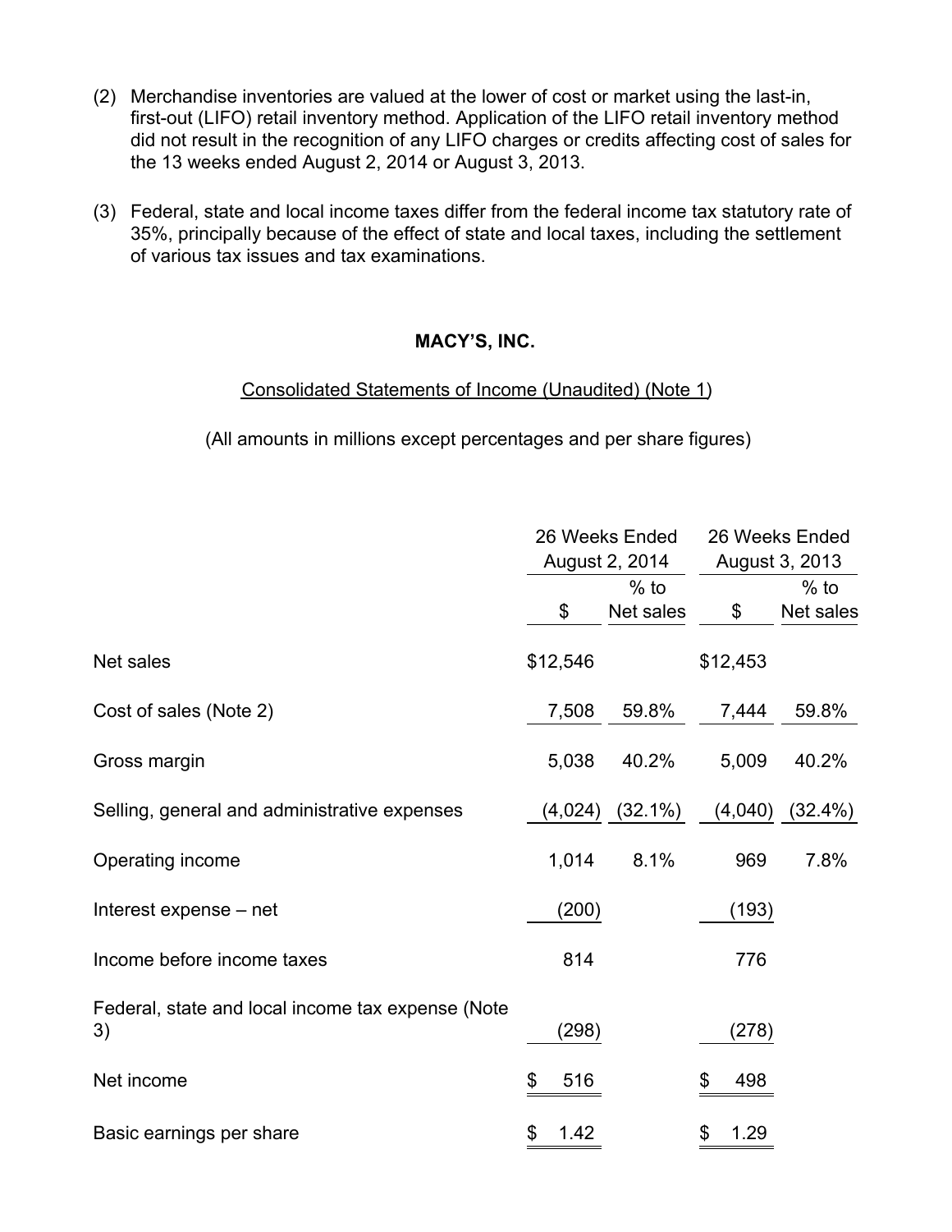(2) Merchandise inventories are valued at the lower of cost or market using the last-in, first-out (LIFO) retail inventory method. Application of the LIFO retail inventory method did not result in the recognition of any LIFO charges or credits affecting cost of sales for the 13 weeks ended August 2, 2014 or August 3, 2013.

(3) Federal, state and local income taxes differ from the federal income tax statutory rate of 35%, principally because of the effect of state and local taxes, including the settlement of various tax issues and tax examinations.

**MACY'S, INC.**

Consolidated Statements of Income (Unaudited) (Note 1)

(All amounts in millions except percentages and per share figures)

| | 26 Weeks Ended August 2, 2014 | | 26 Weeks Ended August 3, 2013 | |
|---|---|---|---|---|
| | $ | % to Net sales | $ | % to Net sales |
| Net sales | $12,546 | | $12,453 | |
| Cost of sales (Note 2) | 7,508 | 59.8% | 7,444 | 59.8% |
| Gross margin | 5,038 | 40.2% | 5,009 | 40.2% |
| Selling, general and administrative expenses | (4,024) | (32.1%) | (4,040) | (32.4%) |
| Operating income | 1,014 | 8.1% | 969 | 7.8% |
| Interest expense – net | (200) | | (193) | |
| Income before income taxes | 814 | | 776 | |
| Federal, state and local income tax expense (Note 3) | (298) | | (278) | |
| Net income | $ 516 | | $ 498 | |
| Basic earnings per share | $ 1.42 | | $ 1.29 | |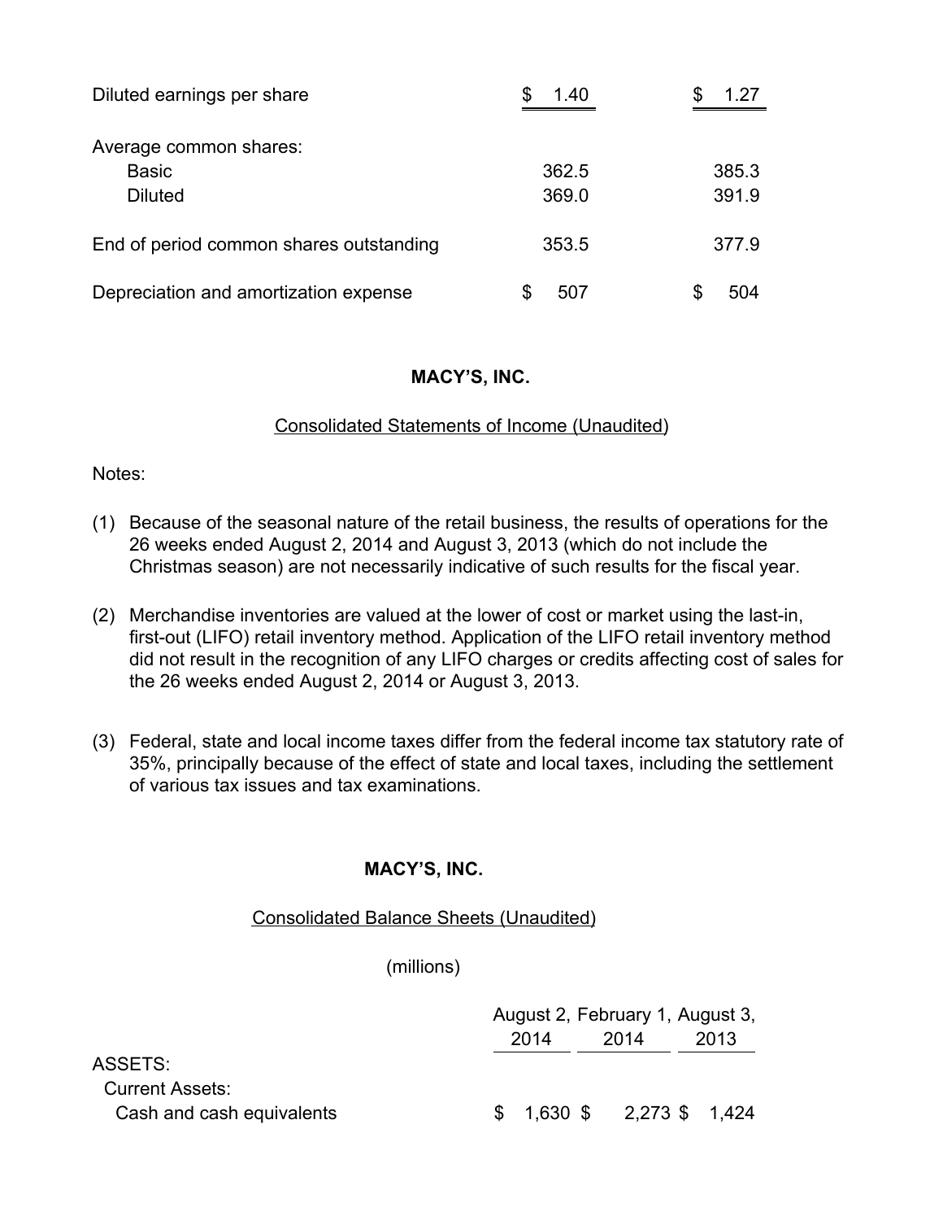| | | |
|---|---|---|
| Diluted earnings per share | $ 1.40 | $ 1.27 |
| | | |
| Average common shares: | | |
| Basic | 362.5 | 385.3 |
| Diluted | 369.0 | 391.9 |
| | | |
| End of period common shares outstanding | 353.5 | 377.9 |
| | | |
| Depreciation and amortization expense | $ 507 | $ 504 |

**MACY'S, INC.**

Consolidated Statements of Income (Unaudited)

Notes:

(1) Because of the seasonal nature of the retail business, the results of operations for the 26 weeks ended August 2, 2014 and August 3, 2013 (which do not include the Christmas season) are not necessarily indicative of such results for the fiscal year.

(2) Merchandise inventories are valued at the lower of cost or market using the last-in, first-out (LIFO) retail inventory method. Application of the LIFO retail inventory method did not result in the recognition of any LIFO charges or credits affecting cost of sales for the 26 weeks ended August 2, 2014 or August 3, 2013.

(3) Federal, state and local income taxes differ from the federal income tax statutory rate of 35%, principally because of the effect of state and local taxes, including the settlement of various tax issues and tax examinations.

**MACY'S, INC.**

Consolidated Balance Sheets (Unaudited)

(millions)

| | August 2, 2014 | February 1, 2014 | August 3, 2013 |
|---|---|---|---|
| ASSETS: | | | |
| Current Assets: | | | |
| Cash and cash equivalents | $ 1,630 | $ 2,273 | $ 1,424 |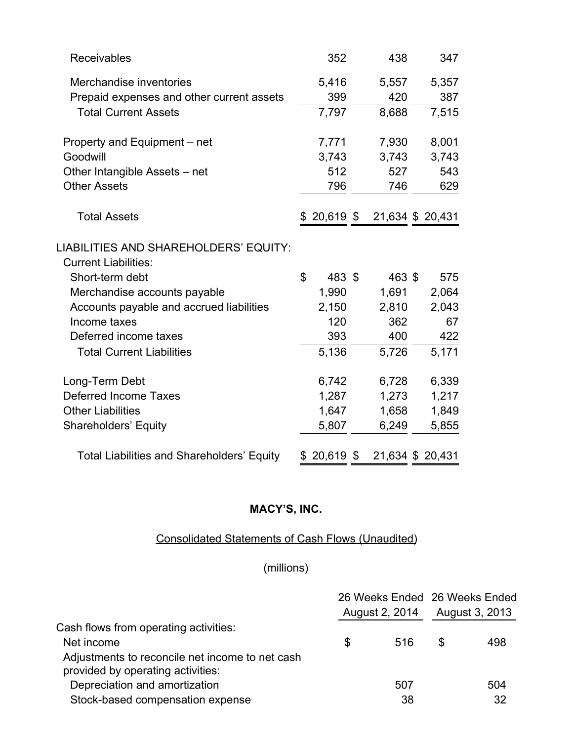| | | | |
|---|---|---|---|
| Receivables | 352 | 438 | 347 |
| Merchandise inventories | 5,416 | 5,557 | 5,357 |
| Prepaid expenses and other current assets | 399 | 420 | 387 |
| Total Current Assets | 7,797 | 8,688 | 7,515 |
| Property and Equipment – net | 7,771 | 7,930 | 8,001 |
| Goodwill | 3,743 | 3,743 | 3,743 |
| Other Intangible Assets – net | 512 | 527 | 543 |
| Other Assets | 796 | 746 | 629 |
| Total Assets | $ 20,619 | $ 21,634 | $ 20,431 |
| LIABILITIES AND SHAREHOLDERS' EQUITY: | | | |
| Current Liabilities: | | | |
| Short-term debt | $ 483 | $ 463 | $ 575 |
| Merchandise accounts payable | 1,990 | 1,691 | 2,064 |
| Accounts payable and accrued liabilities | 2,150 | 2,810 | 2,043 |
| Income taxes | 120 | 362 | 67 |
| Deferred income taxes | 393 | 400 | 422 |
| Total Current Liabilities | 5,136 | 5,726 | 5,171 |
| Long-Term Debt | 6,742 | 6,728 | 6,339 |
| Deferred Income Taxes | 1,287 | 1,273 | 1,217 |
| Other Liabilities | 1,647 | 1,658 | 1,849 |
| Shareholders' Equity | 5,807 | 6,249 | 5,855 |
| Total Liabilities and Shareholders' Equity | $ 20,619 | $ 21,634 | $ 20,431 |

**MACY'S, INC.**

Consolidated Statements of Cash Flows (Unaudited)

(millions)

| | 26 Weeks Ended August 2, 2014 | 26 Weeks Ended August 3, 2013 |
|---|---|---|
| Cash flows from operating activities: | | |
| Net income | $ 516 | $ 498 |
| Adjustments to reconcile net income to net cash provided by operating activities: | | |
| Depreciation and amortization | 507 | 504 |
| Stock-based compensation expense | 38 | 32 |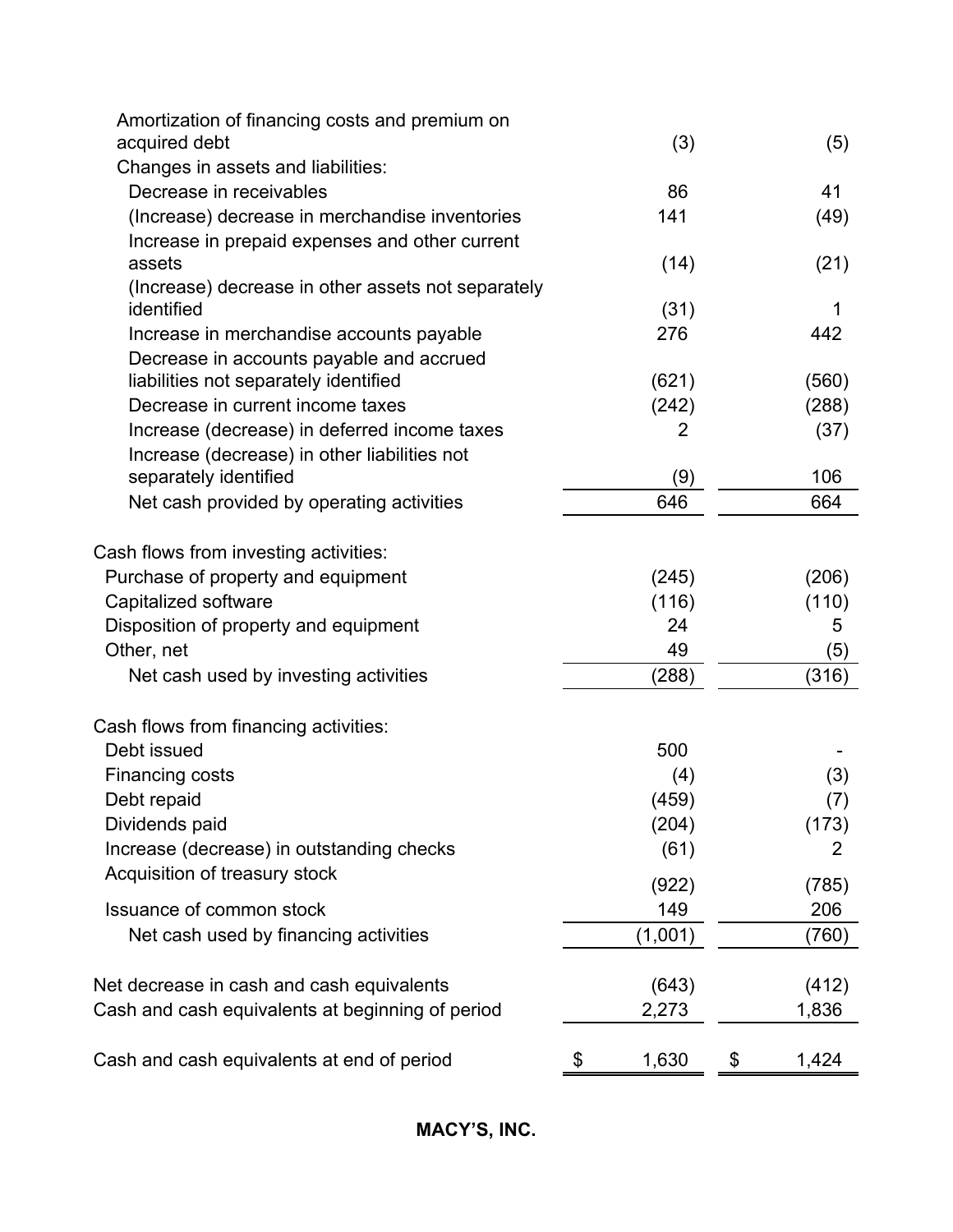| | | |
|---|---|---|
| Amortization of financing costs and premium on acquired debt | (3) | (5) |
| Changes in assets and liabilities: | | |
| Decrease in receivables | 86 | 41 |
| (Increase) decrease in merchandise inventories | 141 | (49) |
| Increase in prepaid expenses and other current assets | (14) | (21) |
| (Increase) decrease in other assets not separately identified | (31) | 1 |
| Increase in merchandise accounts payable | 276 | 442 |
| Decrease in accounts payable and accrued liabilities not separately identified | (621) | (560) |
| Decrease in current income taxes | (242) | (288) |
| Increase (decrease) in deferred income taxes | 2 | (37) |
| Increase (decrease) in other liabilities not separately identified | (9) | 106 |
| Net cash provided by operating activities | 646 | 664 |
| | | |
| Cash flows from investing activities: | | |
| Purchase of property and equipment | (245) | (206) |
| Capitalized software | (116) | (110) |
| Disposition of property and equipment | 24 | 5 |
| Other, net | 49 | (5) |
| Net cash used by investing activities | (288) | (316) |
| | | |
| Cash flows from financing activities: | | |
| Debt issued | 500 | - |
| Financing costs | (4) | (3) |
| Debt repaid | (459) | (7) |
| Dividends paid | (204) | (173) |
| Increase (decrease) in outstanding checks | (61) | 2 |
| Acquisition of treasury stock | (922) | (785) |
| Issuance of common stock | 149 | 206 |
| Net cash used by financing activities | (1,001) | (760) |
| | | |
| Net decrease in cash and cash equivalents | (643) | (412) |
| Cash and cash equivalents at beginning of period | 2,273 | 1,836 |
| | | |
| Cash and cash equivalents at end of period | $ 1,630 | $ 1,424 |

**MACY'S, INC.**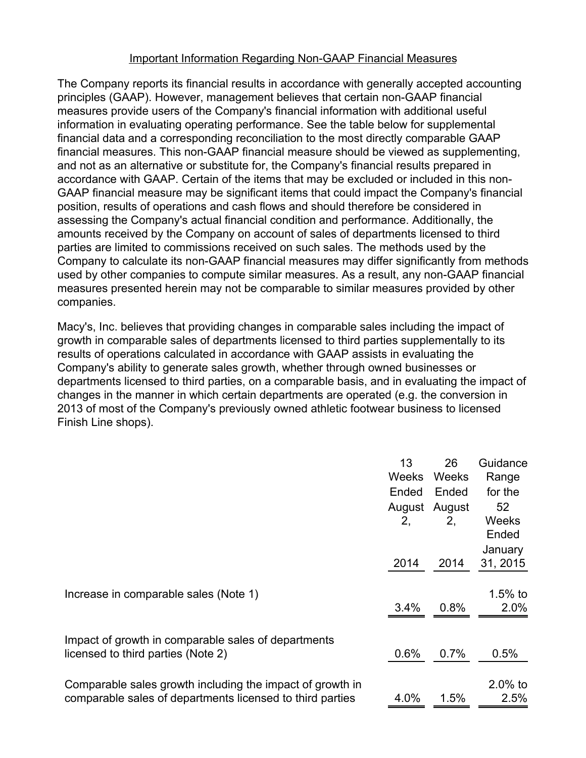Important Information Regarding Non-GAAP Financial Measures

The Company reports its financial results in accordance with generally accepted accounting principles (GAAP). However, management believes that certain non-GAAP financial measures provide users of the Company's financial information with additional useful information in evaluating operating performance. See the table below for supplemental financial data and a corresponding reconciliation to the most directly comparable GAAP financial measures. This non-GAAP financial measure should be viewed as supplementing, and not as an alternative or substitute for, the Company's financial results prepared in accordance with GAAP. Certain of the items that may be excluded or included in this non-GAAP financial measure may be significant items that could impact the Company's financial position, results of operations and cash flows and should therefore be considered in assessing the Company's actual financial condition and performance. Additionally, the amounts received by the Company on account of sales of departments licensed to third parties are limited to commissions received on such sales. The methods used by the Company to calculate its non-GAAP financial measures may differ significantly from methods used by other companies to compute similar measures. As a result, any non-GAAP financial measures presented herein may not be comparable to similar measures provided by other companies.

Macy's, Inc. believes that providing changes in comparable sales including the impact of growth in comparable sales of departments licensed to third parties supplementally to its results of operations calculated in accordance with GAAP assists in evaluating the Company's ability to generate sales growth, whether through owned businesses or departments licensed to third parties, on a comparable basis, and in evaluating the impact of changes in the manner in which certain departments are operated (e.g. the conversion in 2013 of most of the Company's previously owned athletic footwear business to licensed Finish Line shops).

| | 13 Weeks Ended August 2, 2014 | 26 Weeks Ended August 2, 2014 | Guidance Range for the 52 Weeks Ended January 31, 2015 |
|---|---|---|---|
| Increase in comparable sales (Note 1) | 3.4% | 0.8% | 1.5% to 2.0% |
| Impact of growth in comparable sales of departments licensed to third parties (Note 2) | 0.6% | 0.7% | 0.5% |
| Comparable sales growth including the impact of growth in comparable sales of departments licensed to third parties | 4.0% | 1.5% | 2.0% to 2.5% |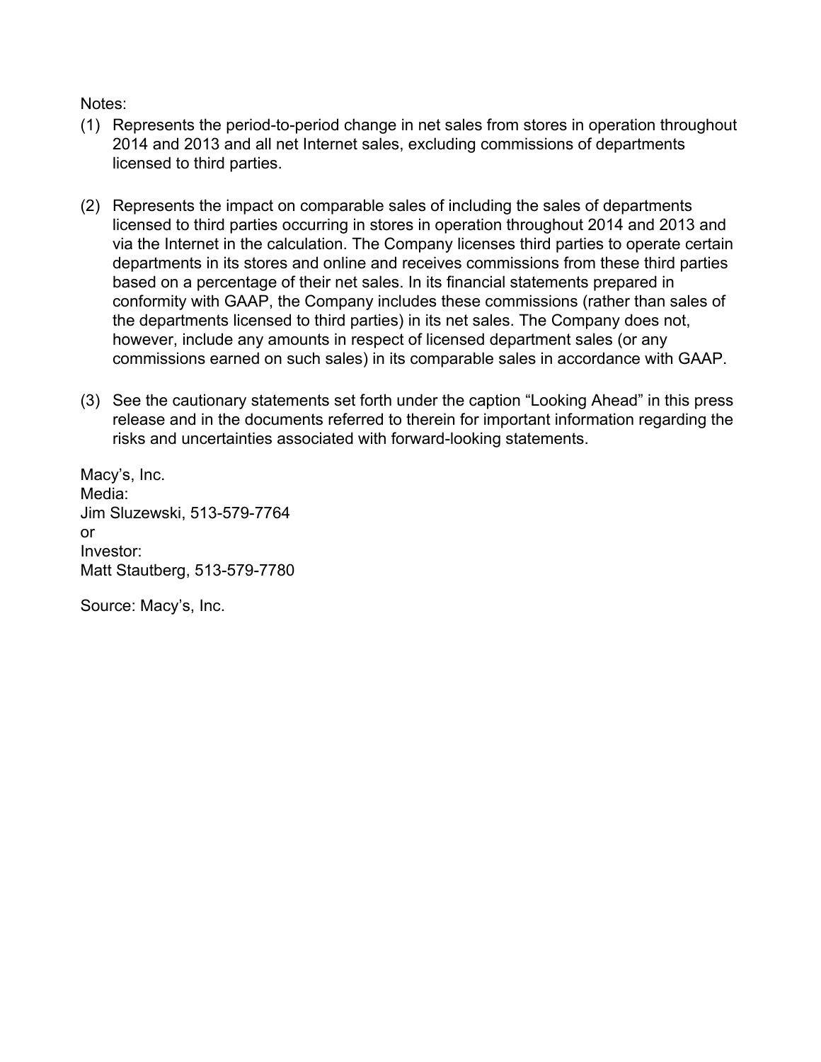Notes:

(1) Represents the period-to-period change in net sales from stores in operation throughout 2014 and 2013 and all net Internet sales, excluding commissions of departments licensed to third parties.

(2) Represents the impact on comparable sales of including the sales of departments licensed to third parties occurring in stores in operation throughout 2014 and 2013 and via the Internet in the calculation. The Company licenses third parties to operate certain departments in its stores and online and receives commissions from these third parties based on a percentage of their net sales. In its financial statements prepared in conformity with GAAP, the Company includes these commissions (rather than sales of the departments licensed to third parties) in its net sales. The Company does not, however, include any amounts in respect of licensed department sales (or any commissions earned on such sales) in its comparable sales in accordance with GAAP.

(3) See the cautionary statements set forth under the caption "Looking Ahead" in this press release and in the documents referred to therein for important information regarding the risks and uncertainties associated with forward-looking statements.

Macy's, Inc.
Media:
Jim Sluzewski, 513-579-7764
or
Investor:
Matt Stautberg, 513-579-7780

Source: Macy's, Inc.